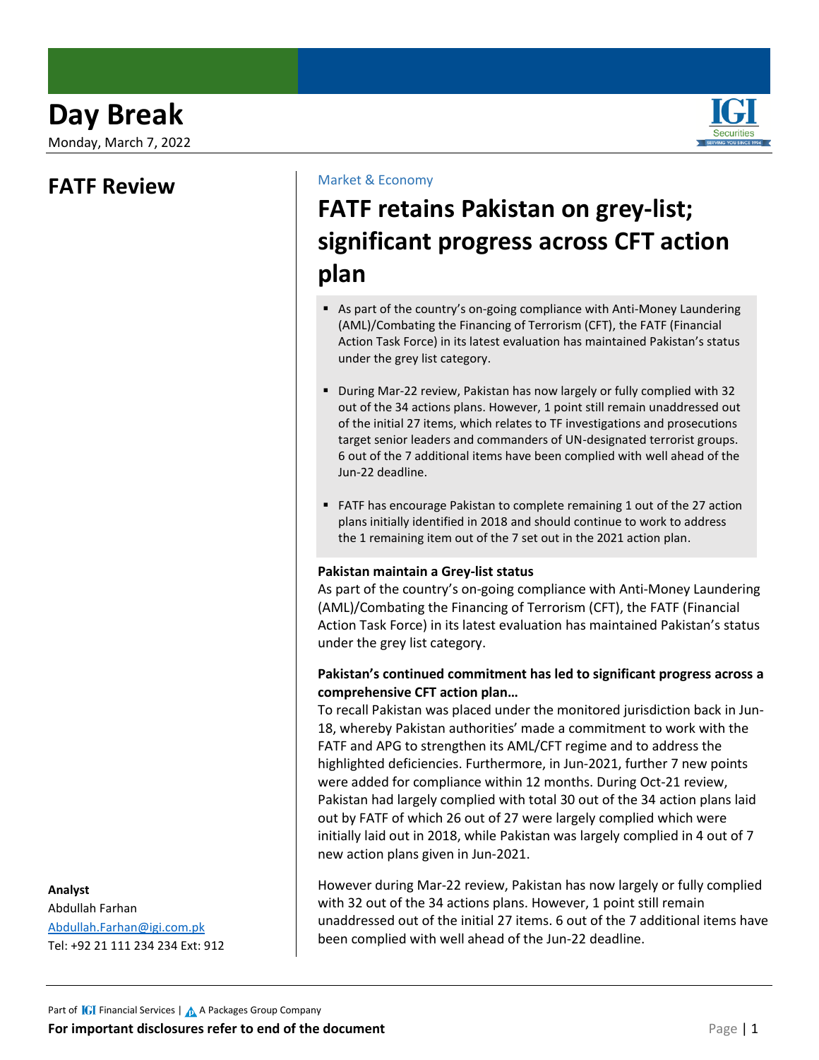# Day Break

Monday, March 7, 2022

## FATF Review

Market & Economy

# FATF retains Pakistan on grey-list; significant progress across CFT action plan

- As part of the country's on-going compliance with Anti-Money Laundering (AML)/Combating the Financing of Terrorism (CFT), the FATF (Financial Action Task Force) in its latest evaluation has maintained Pakistan's status under the grey list category.
- During Mar-22 review, Pakistan has now largely or fully complied with 32 out of the 34 actions plans. However, 1 point still remain unaddressed out of the initial 27 items, which relates to TF investigations and prosecutions target senior leaders and commanders of UN-designated terrorist groups. 6 out of the 7 additional items have been complied with well ahead of the Jun-22 deadline.
- FATF has encourage Pakistan to complete remaining 1 out of the 27 action plans initially identified in 2018 and should continue to work to address the 1 remaining item out of the 7 set out in the 2021 action plan.

**Pakistan maintain a Grey-list status**

As part of the country's on-going compliance with Anti-Money Laundering (AML)/Combating the Financing of Terrorism (CFT), the FATF (Financial Action Task Force) in its latest evaluation has maintained Pakistan's status under the grey list category.

**Pakistan's continued commitment has led to significant progress across a comprehensive CFT action plan…**

To recall Pakistan was placed under the monitored jurisdiction back in Jun-18, whereby Pakistan authorities' made a commitment to work with the FATF and APG to strengthen its AML/CFT regime and to address the highlighted deficiencies. Furthermore, in Jun-2021, further 7 new points were added for compliance within 12 months. During Oct-21 review, Pakistan had largely complied with total 30 out of the 34 action plans laid out by FATF of which 26 out of 27 were largely complied which were initially laid out in 2018, while Pakistan was largely complied in 4 out of 7 new action plans given in Jun-2021.

However during Mar-22 review, Pakistan has now largely or fully complied with 32 out of the 34 actions plans. However, 1 point still remain unaddressed out of the initial 27 items. 6 out of the 7 additional items have been complied with well ahead of the Jun-22 deadline.

**Analyst**
Abdullah Farhan
Abdullah.Farhan@igi.com.pk
Tel: +92 21 111 234 234 Ext: 912

Part of IGI Financial Services | A Packages Group Company

**For important disclosures refer to end of the document**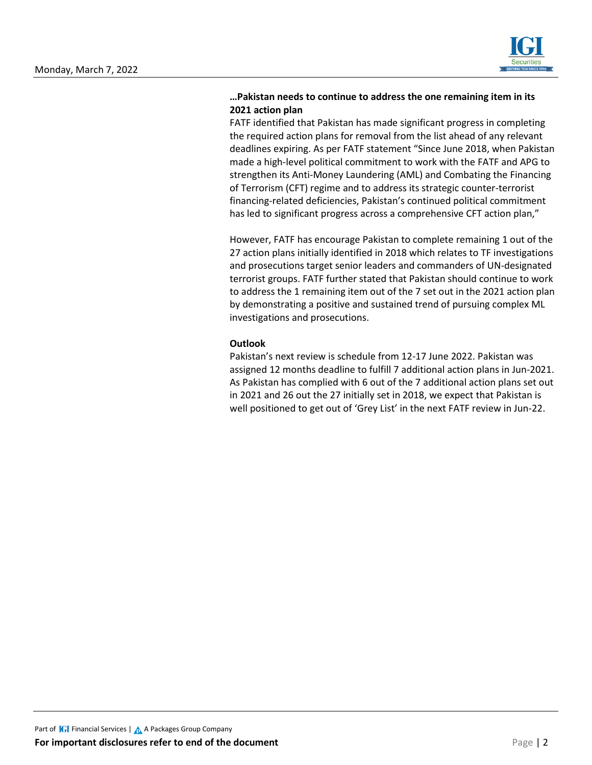**…Pakistan needs to continue to address the one remaining item in its 2021 action plan**

FATF identified that Pakistan has made significant progress in completing the required action plans for removal from the list ahead of any relevant deadlines expiring. As per FATF statement "Since June 2018, when Pakistan made a high-level political commitment to work with the FATF and APG to strengthen its Anti-Money Laundering (AML) and Combating the Financing of Terrorism (CFT) regime and to address its strategic counter-terrorist financing-related deficiencies, Pakistan's continued political commitment has led to significant progress across a comprehensive CFT action plan,"

However, FATF has encourage Pakistan to complete remaining 1 out of the 27 action plans initially identified in 2018 which relates to TF investigations and prosecutions target senior leaders and commanders of UN-designated terrorist groups. FATF further stated that Pakistan should continue to work to address the 1 remaining item out of the 7 set out in the 2021 action plan by demonstrating a positive and sustained trend of pursuing complex ML investigations and prosecutions.

**Outlook**

Pakistan's next review is schedule from 12-17 June 2022. Pakistan was assigned 12 months deadline to fulfill 7 additional action plans in Jun-2021. As Pakistan has complied with 6 out of the 7 additional action plans set out in 2021 and 26 out the 27 initially set in 2018, we expect that Pakistan is well positioned to get out of 'Grey List' in the next FATF review in Jun-22.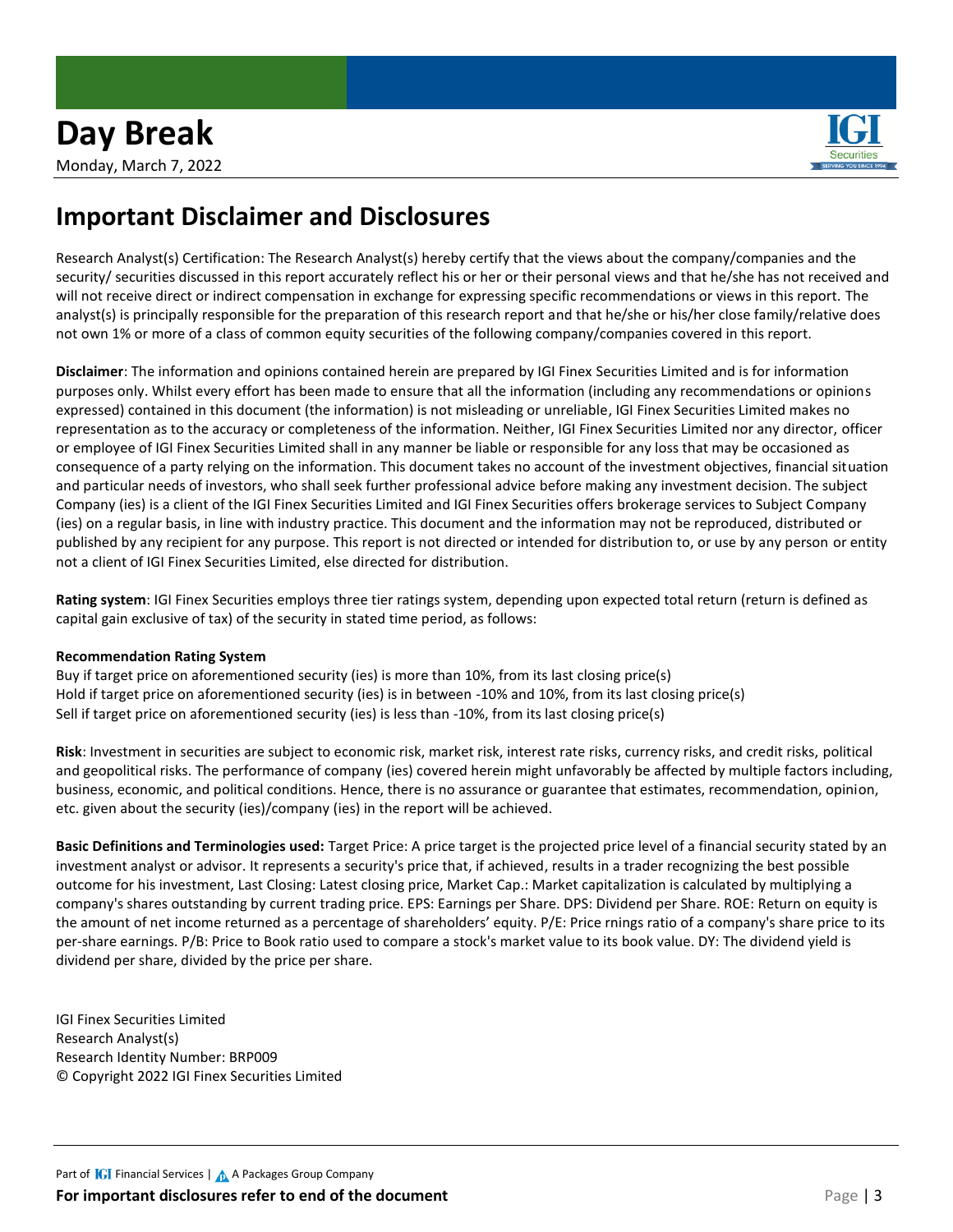## Important Disclaimer and Disclosures

Research Analyst(s) Certification: The Research Analyst(s) hereby certify that the views about the company/companies and the security/ securities discussed in this report accurately reflect his or her or their personal views and that he/she has not received and will not receive direct or indirect compensation in exchange for expressing specific recommendations or views in this report. The analyst(s) is principally responsible for the preparation of this research report and that he/she or his/her close family/relative does not own 1% or more of a class of common equity securities of the following company/companies covered in this report.

**Disclaimer**: The information and opinions contained herein are prepared by IGI Finex Securities Limited and is for information purposes only. Whilst every effort has been made to ensure that all the information (including any recommendations or opinions expressed) contained in this document (the information) is not misleading or unreliable, IGI Finex Securities Limited makes no representation as to the accuracy or completeness of the information. Neither, IGI Finex Securities Limited nor any director, officer or employee of IGI Finex Securities Limited shall in any manner be liable or responsible for any loss that may be occasioned as consequence of a party relying on the information. This document takes no account of the investment objectives, financial situation and particular needs of investors, who shall seek further professional advice before making any investment decision. The subject Company (ies) is a client of the IGI Finex Securities Limited and IGI Finex Securities offers brokerage services to Subject Company (ies) on a regular basis, in line with industry practice. This document and the information may not be reproduced, distributed or published by any recipient for any purpose. This report is not directed or intended for distribution to, or use by any person or entity not a client of IGI Finex Securities Limited, else directed for distribution.

**Rating system**: IGI Finex Securities employs three tier ratings system, depending upon expected total return (return is defined as capital gain exclusive of tax) of the security in stated time period, as follows:

**Recommendation Rating System**

Buy if target price on aforementioned security (ies) is more than 10%, from its last closing price(s)
Hold if target price on aforementioned security (ies) is in between -10% and 10%, from its last closing price(s)
Sell if target price on aforementioned security (ies) is less than -10%, from its last closing price(s)

**Risk**: Investment in securities are subject to economic risk, market risk, interest rate risks, currency risks, and credit risks, political and geopolitical risks. The performance of company (ies) covered herein might unfavorably be affected by multiple factors including, business, economic, and political conditions. Hence, there is no assurance or guarantee that estimates, recommendation, opinion, etc. given about the security (ies)/company (ies) in the report will be achieved.

**Basic Definitions and Terminologies used:** Target Price: A price target is the projected price level of a financial security stated by an investment analyst or advisor. It represents a security's price that, if achieved, results in a trader recognizing the best possible outcome for his investment, Last Closing: Latest closing price, Market Cap.: Market capitalization is calculated by multiplying a company's shares outstanding by current trading price. EPS: Earnings per Share. DPS: Dividend per Share. ROE: Return on equity is the amount of net income returned as a percentage of shareholders' equity. P/E: Price rnings ratio of a company's share price to its per-share earnings. P/B: Price to Book ratio used to compare a stock's market value to its book value. DY: The dividend yield is dividend per share, divided by the price per share.

IGI Finex Securities Limited
Research Analyst(s)
Research Identity Number: BRP009
© Copyright 2022 IGI Finex Securities Limited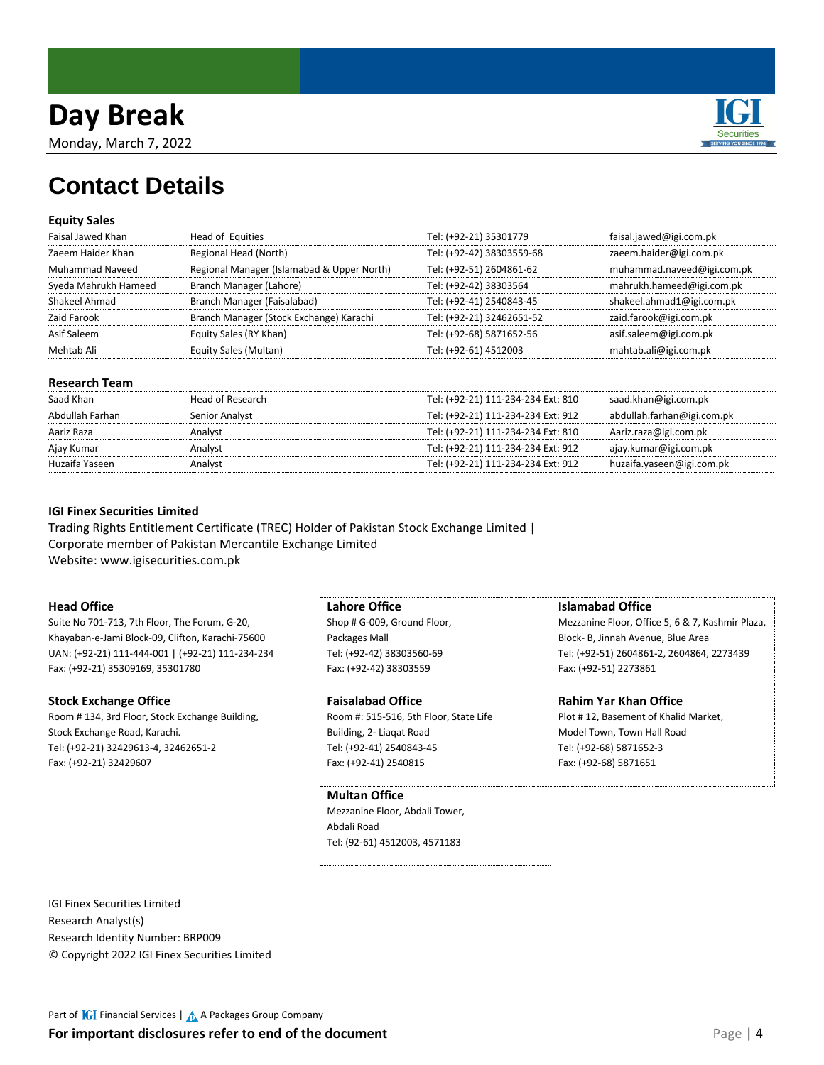# Contact Details

### Equity Sales

| | | | |
|---|---|---|---|
| Faisal Jawed Khan | Head of Equities | Tel: (+92-21) 35301779 | faisal.jawed@igi.com.pk |
| Zaeem Haider Khan | Regional Head (North) | Tel: (+92-42) 38303559-68 | zaeem.haider@igi.com.pk |
| Muhammad Naveed | Regional Manager (Islamabad & Upper North) | Tel: (+92-51) 2604861-62 | muhammad.naveed@igi.com.pk |
| Syeda Mahrukh Hameed | Branch Manager (Lahore) | Tel: (+92-42) 38303564 | mahrukh.hameed@igi.com.pk |
| Shakeel Ahmad | Branch Manager (Faisalabad) | Tel: (+92-41) 2540843-45 | shakeel.ahmad1@igi.com.pk |
| Zaid Farook | Branch Manager (Stock Exchange) Karachi | Tel: (+92-21) 32462651-52 | zaid.farook@igi.com.pk |
| Asif Saleem | Equity Sales (RY Khan) | Tel: (+92-68) 5871652-56 | asif.saleem@igi.com.pk |
| Mehtab Ali | Equity Sales (Multan) | Tel: (+92-61) 4512003 | mahtab.ali@igi.com.pk |

### Research Team

| | | | |
|---|---|---|---|
| Saad Khan | Head of Research | Tel: (+92-21) 111-234-234 Ext: 810 | saad.khan@igi.com.pk |
| Abdullah Farhan | Senior Analyst | Tel: (+92-21) 111-234-234 Ext: 912 | abdullah.farhan@igi.com.pk |
| Aariz Raza | Analyst | Tel: (+92-21) 111-234-234 Ext: 810 | Aariz.raza@igi.com.pk |
| Ajay Kumar | Analyst | Tel: (+92-21) 111-234-234 Ext: 912 | ajay.kumar@igi.com.pk |
| Huzaifa Yaseen | Analyst | Tel: (+92-21) 111-234-234 Ext: 912 | huzaifa.yaseen@igi.com.pk |

**IGI Finex Securities Limited**

Trading Rights Entitlement Certificate (TREC) Holder of Pakistan Stock Exchange Limited |
Corporate member of Pakistan Mercantile Exchange Limited
Website: www.igisecurities.com.pk

**Head Office**
Suite No 701-713, 7th Floor, The Forum, G-20,
Khayaban-e-Jami Block-09, Clifton, Karachi-75600
UAN: (+92-21) 111-444-001 | (+92-21) 111-234-234
Fax: (+92-21) 35309169, 35301780

**Stock Exchange Office**
Room # 134, 3rd Floor, Stock Exchange Building,
Stock Exchange Road, Karachi.
Tel: (+92-21) 32429613-4, 32462651-2
Fax: (+92-21) 32429607

**Lahore Office**
Shop # G-009, Ground Floor,
Packages Mall
Tel: (+92-42) 38303560-69
Fax: (+92-42) 38303559

**Islamabad Office**
Mezzanine Floor, Office 5, 6 & 7, Kashmir Plaza,
Block- B, Jinnah Avenue, Blue Area
Tel: (+92-51) 2604861-2, 2604864, 2273439
Fax: (+92-51) 2273861

**Faisalabad Office**
Room #: 515-516, 5th Floor, State Life
Building, 2- Liaqat Road
Tel: (+92-41) 2540843-45
Fax: (+92-41) 2540815

**Rahim Yar Khan Office**
Plot # 12, Basement of Khalid Market,
Model Town, Town Hall Road
Tel: (+92-68) 5871652-3
Fax: (+92-68) 5871651

**Multan Office**
Mezzanine Floor, Abdali Tower,
Abdali Road
Tel: (92-61) 4512003, 4571183

IGI Finex Securities Limited
Research Analyst(s)
Research Identity Number: BRP009
© Copyright 2022 IGI Finex Securities Limited

Part of IGI Financial Services | A Packages Group Company

**For important disclosures refer to end of the document**